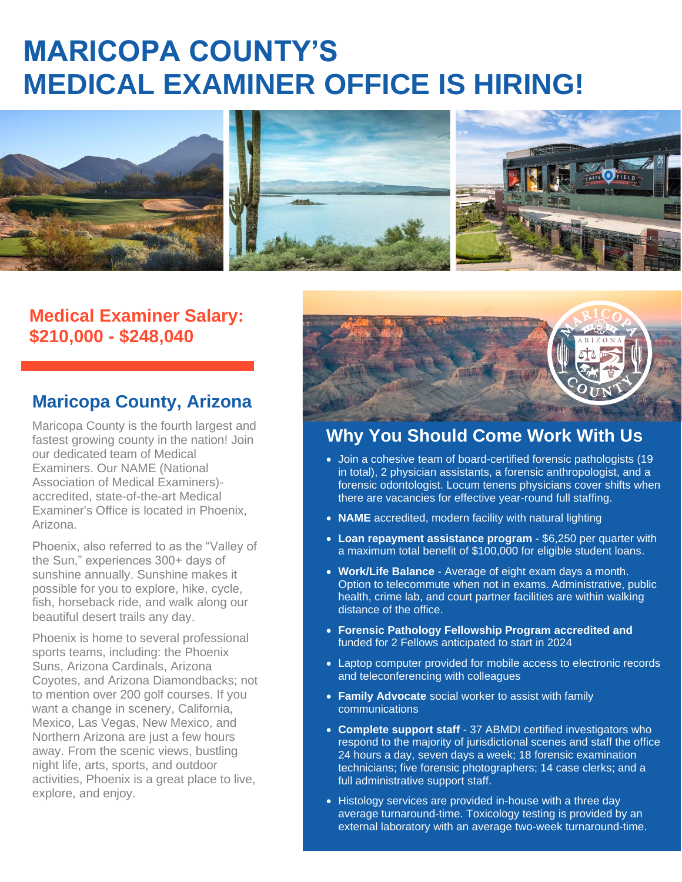# MARICOPA COUNTY'S MEDICAL EXAMINER OFFICE IS HIRING!

## Medical Examiner Salary: $210,000 - $248,040

## Maricopa County, Arizona

Maricopa County is the fourth largest and fastest growing county in the nation! Join our dedicated team of Medical Examiners. Our NAME (National Association of Medical Examiners)-accredited, state-of-the-art Medical Examiner's Office is located in Phoenix, Arizona.

Phoenix, also referred to as the "Valley of the Sun," experiences 300+ days of sunshine annually. Sunshine makes it possible for you to explore, hike, cycle, fish, horseback ride, and walk along our beautiful desert trails any day.

Phoenix is home to several professional sports teams, including: the Phoenix Suns, Arizona Cardinals, Arizona Coyotes, and Arizona Diamondbacks; not to mention over 200 golf courses. If you want a change in scenery, California, Mexico, Las Vegas, New Mexico, and Northern Arizona are just a few hours away. From the scenic views, bustling night life, arts, sports, and outdoor activities, Phoenix is a great place to live, explore, and enjoy.

## Why You Should Come Work With Us

- Join a cohesive team of board-certified forensic pathologists (19 in total), 2 physician assistants, a forensic anthropologist, and a forensic odontologist. Locum tenens physicians cover shifts when there are vacancies for effective year-round full staffing.
- **NAME** accredited, modern facility with natural lighting
- **Loan repayment assistance program** - $6,250 per quarter with a maximum total benefit of $100,000 for eligible student loans.
- **Work/Life Balance** - Average of eight exam days a month. Option to telecommute when not in exams. Administrative, public health, crime lab, and court partner facilities are within walking distance of the office.
- **Forensic Pathology Fellowship Program accredited and** funded for 2 Fellows anticipated to start in 2024
- Laptop computer provided for mobile access to electronic records and teleconferencing with colleagues
- **Family Advocate** social worker to assist with family communications
- **Complete support staff** - 37 ABMDI certified investigators who respond to the majority of jurisdictional scenes and staff the office 24 hours a day, seven days a week; 18 forensic examination technicians; five forensic photographers; 14 case clerks; and a full administrative support staff.
- Histology services are provided in-house with a three day average turnaround-time. Toxicology testing is provided by an external laboratory with an average two-week turnaround-time.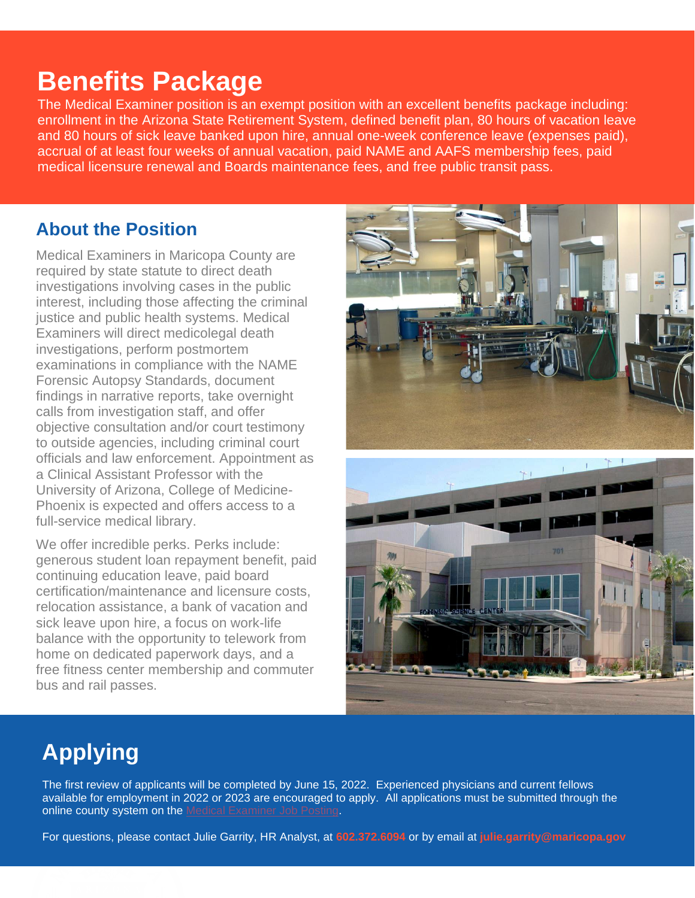# Benefits Package

The Medical Examiner position is an exempt position with an excellent benefits package including: enrollment in the Arizona State Retirement System, defined benefit plan, 80 hours of vacation leave and 80 hours of sick leave banked upon hire, annual one-week conference leave (expenses paid), accrual of at least four weeks of annual vacation, paid NAME and AAFS membership fees, paid medical licensure renewal and Boards maintenance fees, and free public transit pass.

## About the Position

Medical Examiners in Maricopa County are required by state statute to direct death investigations involving cases in the public interest, including those affecting the criminal justice and public health systems. Medical Examiners will direct medicolegal death investigations, perform postmortem examinations in compliance with the NAME Forensic Autopsy Standards, document findings in narrative reports, take overnight calls from investigation staff, and offer objective consultation and/or court testimony to outside agencies, including criminal court officials and law enforcement. Appointment as a Clinical Assistant Professor with the University of Arizona, College of Medicine-Phoenix is expected and offers access to a full-service medical library.

We offer incredible perks. Perks include: generous student loan repayment benefit, paid continuing education leave, paid board certification/maintenance and licensure costs, relocation assistance, a bank of vacation and sick leave upon hire, a focus on work-life balance with the opportunity to telework from home on dedicated paperwork days, and a free fitness center membership and commuter bus and rail passes.

# Applying

The first review of applicants will be completed by June 15, 2022. Experienced physicians and current fellows available for employment in 2022 or 2023 are encouraged to apply. All applications must be submitted through the online county system on the Medical Examiner Job Posting.

For questions, please contact Julie Garrity, HR Analyst, at **602.372.6094** or by email at **julie.garrity@maricopa.gov**